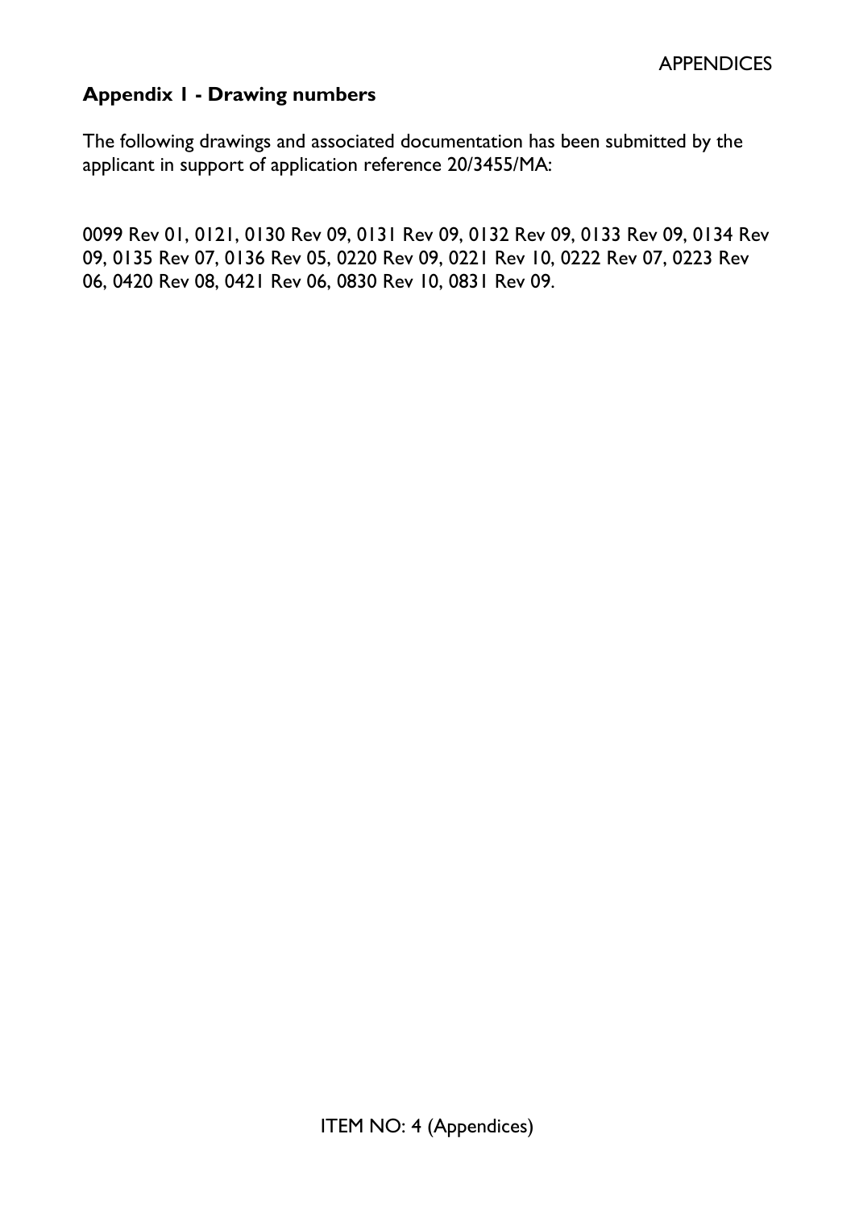## Appendix 1 - Drawing numbers

The following drawings and associated documentation has been submitted by the applicant in support of application reference 20/3455/MA:

0099 Rev 01, 0121, 0130 Rev 09, 0131 Rev 09, 0132 Rev 09, 0133 Rev 09, 0134 Rev 09, 0135 Rev 07, 0136 Rev 05, 0220 Rev 09, 0221 Rev 10, 0222 Rev 07, 0223 Rev 06, 0420 Rev 08, 0421 Rev 06, 0830 Rev 10, 0831 Rev 09.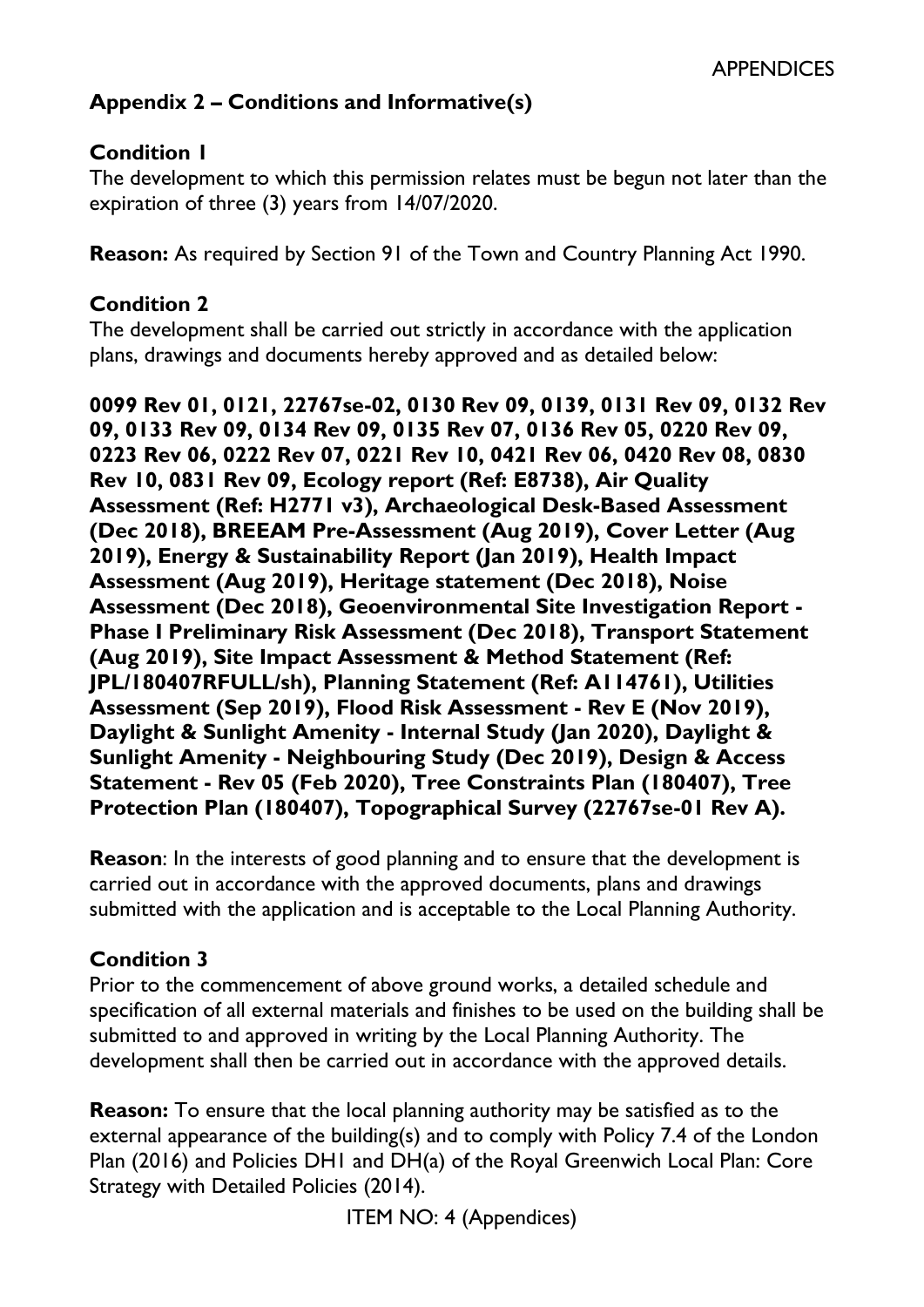## Appendix 2 – Conditions and Informative(s)

### Condition 1

The development to which this permission relates must be begun not later than the expiration of three (3) years from 14/07/2020.

**Reason:** As required by Section 91 of the Town and Country Planning Act 1990.

### Condition 2

The development shall be carried out strictly in accordance with the application plans, drawings and documents hereby approved and as detailed below:

**0099 Rev 01, 0121, 22767se-02, 0130 Rev 09, 0139, 0131 Rev 09, 0132 Rev 09, 0133 Rev 09, 0134 Rev 09, 0135 Rev 07, 0136 Rev 05, 0220 Rev 09, 0223 Rev 06, 0222 Rev 07, 0221 Rev 10, 0421 Rev 06, 0420 Rev 08, 0830 Rev 10, 0831 Rev 09, Ecology report (Ref: E8738), Air Quality Assessment (Ref: H2771 v3), Archaeological Desk-Based Assessment (Dec 2018), BREEAM Pre-Assessment (Aug 2019), Cover Letter (Aug 2019), Energy & Sustainability Report (Jan 2019), Health Impact Assessment (Aug 2019), Heritage statement (Dec 2018), Noise Assessment (Dec 2018), Geoenvironmental Site Investigation Report - Phase I Preliminary Risk Assessment (Dec 2018), Transport Statement (Aug 2019), Site Impact Assessment & Method Statement (Ref: JPL/180407RFULL/sh), Planning Statement (Ref: A114761), Utilities Assessment (Sep 2019), Flood Risk Assessment - Rev E (Nov 2019), Daylight & Sunlight Amenity - Internal Study (Jan 2020), Daylight & Sunlight Amenity - Neighbouring Study (Dec 2019), Design & Access Statement - Rev 05 (Feb 2020), Tree Constraints Plan (180407), Tree Protection Plan (180407), Topographical Survey (22767se-01 Rev A).**

**Reason**: In the interests of good planning and to ensure that the development is carried out in accordance with the approved documents, plans and drawings submitted with the application and is acceptable to the Local Planning Authority.

### Condition 3

Prior to the commencement of above ground works, a detailed schedule and specification of all external materials and finishes to be used on the building shall be submitted to and approved in writing by the Local Planning Authority. The development shall then be carried out in accordance with the approved details.

**Reason:** To ensure that the local planning authority may be satisfied as to the external appearance of the building(s) and to comply with Policy 7.4 of the London Plan (2016) and Policies DH1 and DH(a) of the Royal Greenwich Local Plan: Core Strategy with Detailed Policies (2014).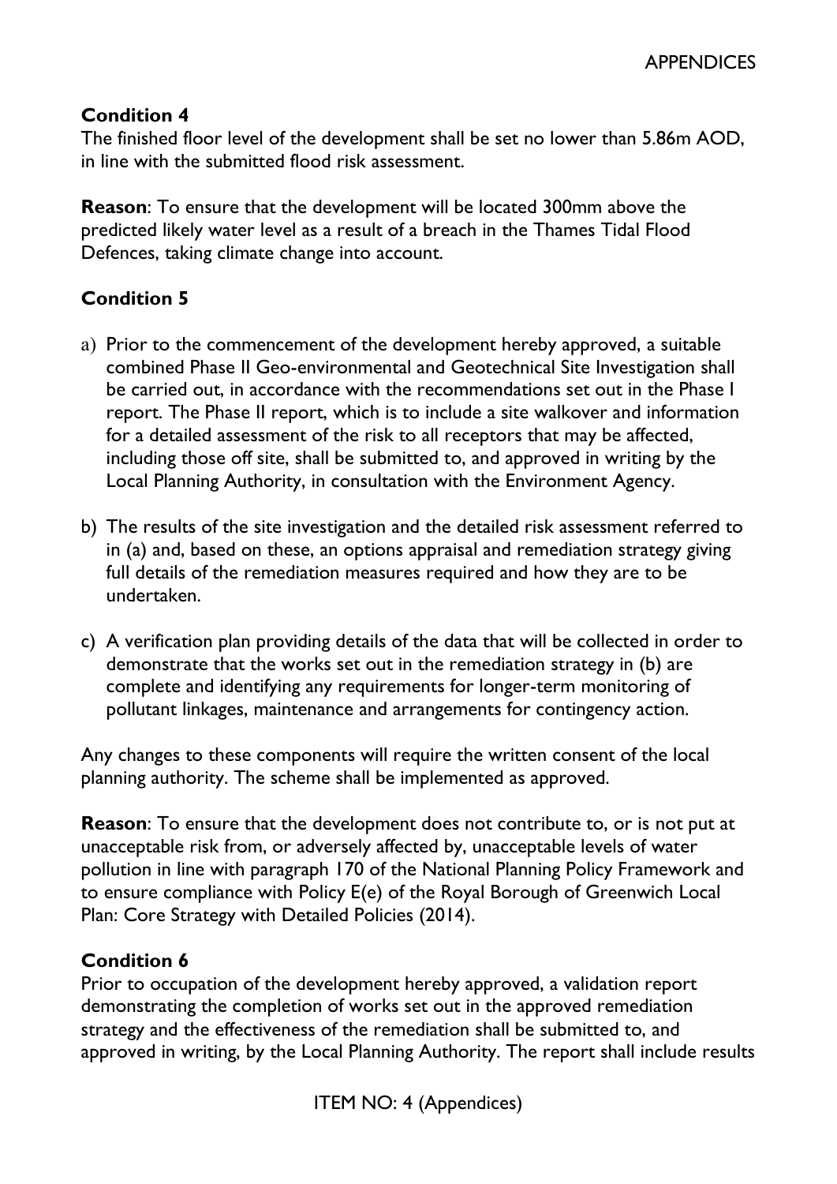**Condition 4**

The finished floor level of the development shall be set no lower than 5.86m AOD, in line with the submitted flood risk assessment.

**Reason**: To ensure that the development will be located 300mm above the predicted likely water level as a result of a breach in the Thames Tidal Flood Defences, taking climate change into account.

**Condition 5**

a) Prior to the commencement of the development hereby approved, a suitable combined Phase II Geo-environmental and Geotechnical Site Investigation shall be carried out, in accordance with the recommendations set out in the Phase I report. The Phase II report, which is to include a site walkover and information for a detailed assessment of the risk to all receptors that may be affected, including those off site, shall be submitted to, and approved in writing by the Local Planning Authority, in consultation with the Environment Agency.

b) The results of the site investigation and the detailed risk assessment referred to in (a) and, based on these, an options appraisal and remediation strategy giving full details of the remediation measures required and how they are to be undertaken.

c) A verification plan providing details of the data that will be collected in order to demonstrate that the works set out in the remediation strategy in (b) are complete and identifying any requirements for longer-term monitoring of pollutant linkages, maintenance and arrangements for contingency action.

Any changes to these components will require the written consent of the local planning authority. The scheme shall be implemented as approved.

**Reason**: To ensure that the development does not contribute to, or is not put at unacceptable risk from, or adversely affected by, unacceptable levels of water pollution in line with paragraph 170 of the National Planning Policy Framework and to ensure compliance with Policy E(e) of the Royal Borough of Greenwich Local Plan: Core Strategy with Detailed Policies (2014).

**Condition 6**

Prior to occupation of the development hereby approved, a validation report demonstrating the completion of works set out in the approved remediation strategy and the effectiveness of the remediation shall be submitted to, and approved in writing, by the Local Planning Authority. The report shall include results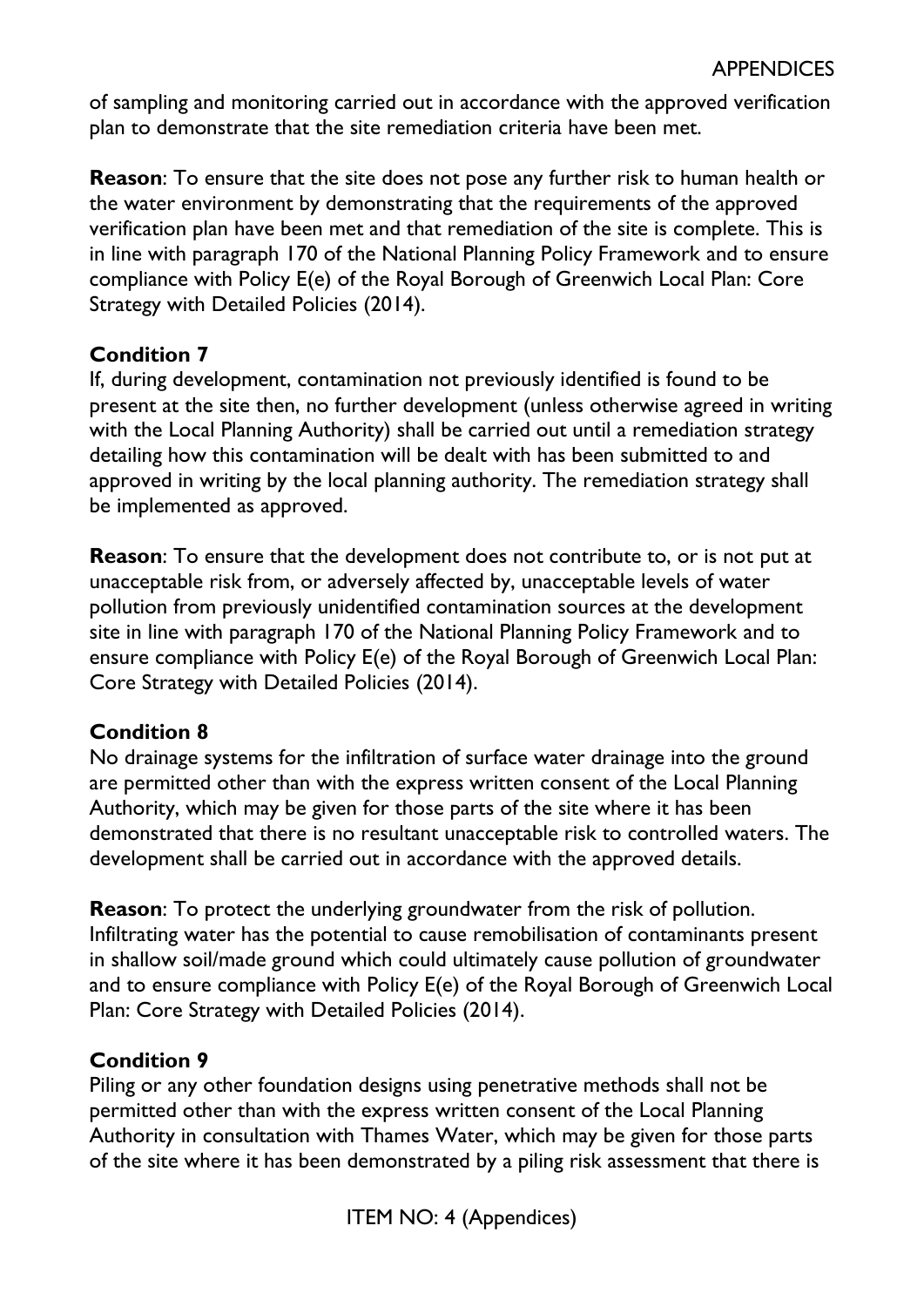of sampling and monitoring carried out in accordance with the approved verification plan to demonstrate that the site remediation criteria have been met.

**Reason**: To ensure that the site does not pose any further risk to human health or the water environment by demonstrating that the requirements of the approved verification plan have been met and that remediation of the site is complete. This is in line with paragraph 170 of the National Planning Policy Framework and to ensure compliance with Policy E(e) of the Royal Borough of Greenwich Local Plan: Core Strategy with Detailed Policies (2014).

**Condition 7**

If, during development, contamination not previously identified is found to be present at the site then, no further development (unless otherwise agreed in writing with the Local Planning Authority) shall be carried out until a remediation strategy detailing how this contamination will be dealt with has been submitted to and approved in writing by the local planning authority. The remediation strategy shall be implemented as approved.

**Reason**: To ensure that the development does not contribute to, or is not put at unacceptable risk from, or adversely affected by, unacceptable levels of water pollution from previously unidentified contamination sources at the development site in line with paragraph 170 of the National Planning Policy Framework and to ensure compliance with Policy E(e) of the Royal Borough of Greenwich Local Plan: Core Strategy with Detailed Policies (2014).

**Condition 8**

No drainage systems for the infiltration of surface water drainage into the ground are permitted other than with the express written consent of the Local Planning Authority, which may be given for those parts of the site where it has been demonstrated that there is no resultant unacceptable risk to controlled waters. The development shall be carried out in accordance with the approved details.

**Reason**: To protect the underlying groundwater from the risk of pollution. Infiltrating water has the potential to cause remobilisation of contaminants present in shallow soil/made ground which could ultimately cause pollution of groundwater and to ensure compliance with Policy E(e) of the Royal Borough of Greenwich Local Plan: Core Strategy with Detailed Policies (2014).

**Condition 9**

Piling or any other foundation designs using penetrative methods shall not be permitted other than with the express written consent of the Local Planning Authority in consultation with Thames Water, which may be given for those parts of the site where it has been demonstrated by a piling risk assessment that there is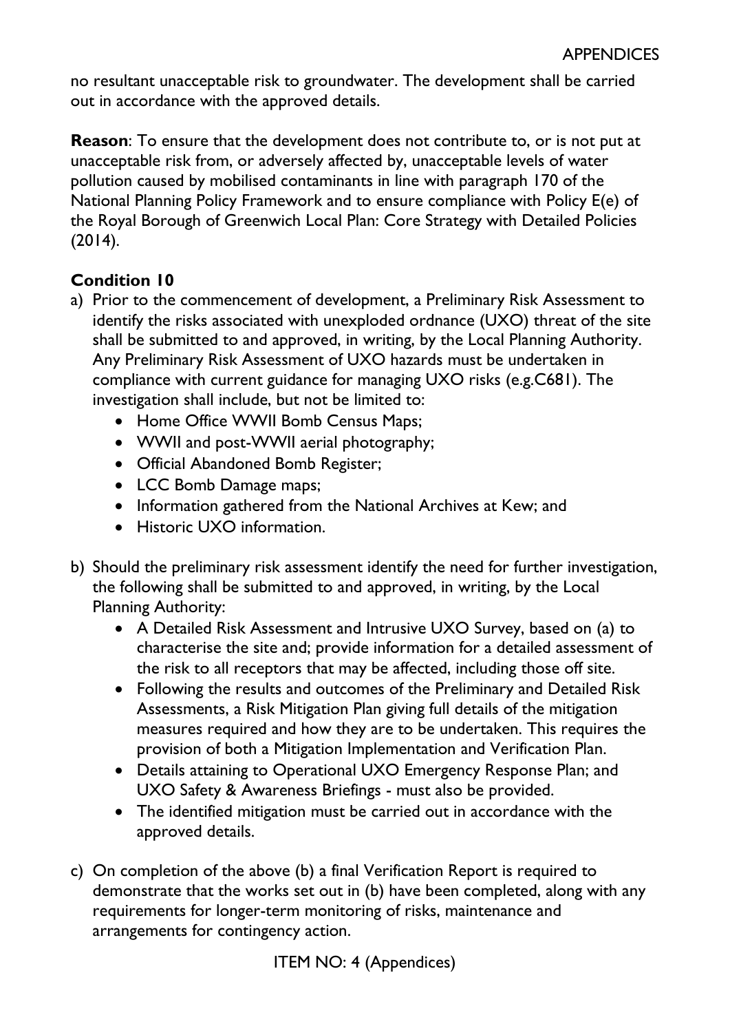no resultant unacceptable risk to groundwater. The development shall be carried out in accordance with the approved details.

**Reason**: To ensure that the development does not contribute to, or is not put at unacceptable risk from, or adversely affected by, unacceptable levels of water pollution caused by mobilised contaminants in line with paragraph 170 of the National Planning Policy Framework and to ensure compliance with Policy E(e) of the Royal Borough of Greenwich Local Plan: Core Strategy with Detailed Policies (2014).

**Condition 10**

a) Prior to the commencement of development, a Preliminary Risk Assessment to identify the risks associated with unexploded ordnance (UXO) threat of the site shall be submitted to and approved, in writing, by the Local Planning Authority. Any Preliminary Risk Assessment of UXO hazards must be undertaken in compliance with current guidance for managing UXO risks (e.g.C681). The investigation shall include, but not be limited to:
    - Home Office WWII Bomb Census Maps;
    - WWII and post-WWII aerial photography;
    - Official Abandoned Bomb Register;
    - LCC Bomb Damage maps;
    - Information gathered from the National Archives at Kew; and
    - Historic UXO information.

b) Should the preliminary risk assessment identify the need for further investigation, the following shall be submitted to and approved, in writing, by the Local Planning Authority:
    - A Detailed Risk Assessment and Intrusive UXO Survey, based on (a) to characterise the site and; provide information for a detailed assessment of the risk to all receptors that may be affected, including those off site.
    - Following the results and outcomes of the Preliminary and Detailed Risk Assessments, a Risk Mitigation Plan giving full details of the mitigation measures required and how they are to be undertaken. This requires the provision of both a Mitigation Implementation and Verification Plan.
    - Details attaining to Operational UXO Emergency Response Plan; and UXO Safety & Awareness Briefings - must also be provided.
    - The identified mitigation must be carried out in accordance with the approved details.

c) On completion of the above (b) a final Verification Report is required to demonstrate that the works set out in (b) have been completed, along with any requirements for longer-term monitoring of risks, maintenance and arrangements for contingency action.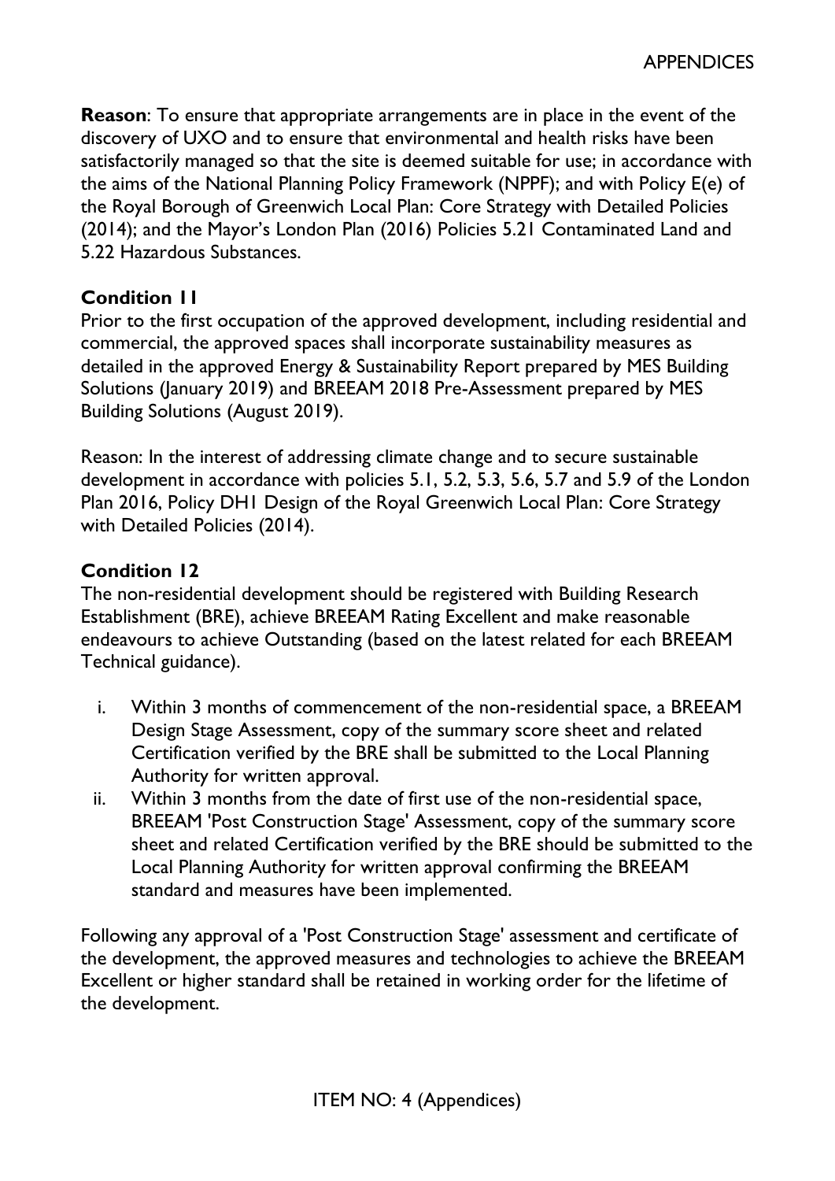**Reason**: To ensure that appropriate arrangements are in place in the event of the discovery of UXO and to ensure that environmental and health risks have been satisfactorily managed so that the site is deemed suitable for use; in accordance with the aims of the National Planning Policy Framework (NPPF); and with Policy E(e) of the Royal Borough of Greenwich Local Plan: Core Strategy with Detailed Policies (2014); and the Mayor's London Plan (2016) Policies 5.21 Contaminated Land and 5.22 Hazardous Substances.

**Condition 11**

Prior to the first occupation of the approved development, including residential and commercial, the approved spaces shall incorporate sustainability measures as detailed in the approved Energy & Sustainability Report prepared by MES Building Solutions (January 2019) and BREEAM 2018 Pre-Assessment prepared by MES Building Solutions (August 2019).

Reason: In the interest of addressing climate change and to secure sustainable development in accordance with policies 5.1, 5.2, 5.3, 5.6, 5.7 and 5.9 of the London Plan 2016, Policy DH1 Design of the Royal Greenwich Local Plan: Core Strategy with Detailed Policies (2014).

**Condition 12**

The non-residential development should be registered with Building Research Establishment (BRE), achieve BREEAM Rating Excellent and make reasonable endeavours to achieve Outstanding (based on the latest related for each BREEAM Technical guidance).

i. Within 3 months of commencement of the non-residential space, a BREEAM Design Stage Assessment, copy of the summary score sheet and related Certification verified by the BRE shall be submitted to the Local Planning Authority for written approval.
ii. Within 3 months from the date of first use of the non-residential space, BREEAM 'Post Construction Stage' Assessment, copy of the summary score sheet and related Certification verified by the BRE should be submitted to the Local Planning Authority for written approval confirming the BREEAM standard and measures have been implemented.

Following any approval of a 'Post Construction Stage' assessment and certificate of the development, the approved measures and technologies to achieve the BREEAM Excellent or higher standard shall be retained in working order for the lifetime of the development.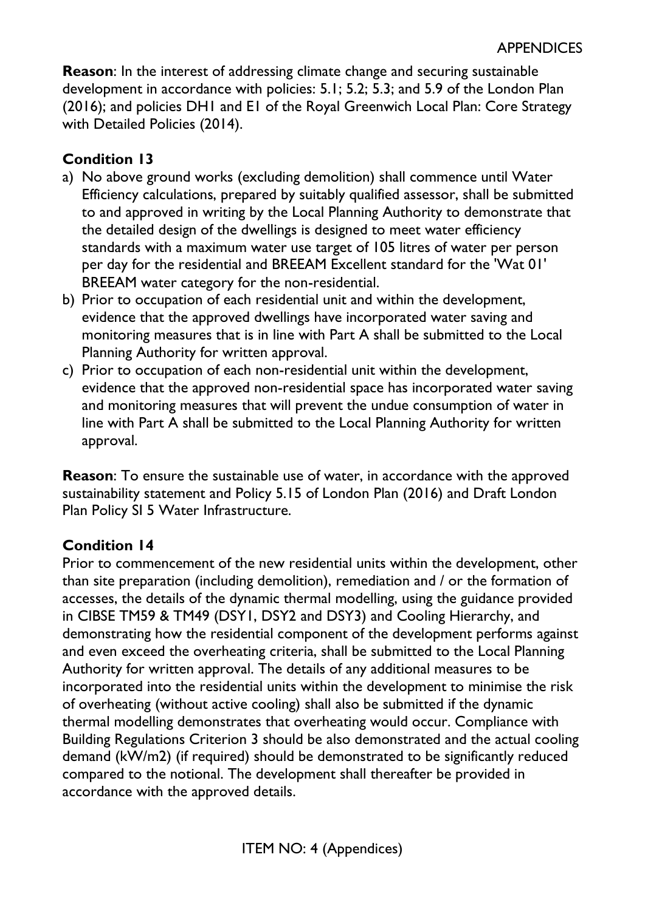**Reason**: In the interest of addressing climate change and securing sustainable development in accordance with policies: 5.1; 5.2; 5.3; and 5.9 of the London Plan (2016); and policies DH1 and E1 of the Royal Greenwich Local Plan: Core Strategy with Detailed Policies (2014).

**Condition 13**

a) No above ground works (excluding demolition) shall commence until Water Efficiency calculations, prepared by suitably qualified assessor, shall be submitted to and approved in writing by the Local Planning Authority to demonstrate that the detailed design of the dwellings is designed to meet water efficiency standards with a maximum water use target of 105 litres of water per person per day for the residential and BREEAM Excellent standard for the 'Wat 01' BREEAM water category for the non-residential.
b) Prior to occupation of each residential unit and within the development, evidence that the approved dwellings have incorporated water saving and monitoring measures that is in line with Part A shall be submitted to the Local Planning Authority for written approval.
c) Prior to occupation of each non-residential unit within the development, evidence that the approved non-residential space has incorporated water saving and monitoring measures that will prevent the undue consumption of water in line with Part A shall be submitted to the Local Planning Authority for written approval.

**Reason**: To ensure the sustainable use of water, in accordance with the approved sustainability statement and Policy 5.15 of London Plan (2016) and Draft London Plan Policy SI 5 Water Infrastructure.

**Condition 14**

Prior to commencement of the new residential units within the development, other than site preparation (including demolition), remediation and / or the formation of accesses, the details of the dynamic thermal modelling, using the guidance provided in CIBSE TM59 & TM49 (DSY1, DSY2 and DSY3) and Cooling Hierarchy, and demonstrating how the residential component of the development performs against and even exceed the overheating criteria, shall be submitted to the Local Planning Authority for written approval. The details of any additional measures to be incorporated into the residential units within the development to minimise the risk of overheating (without active cooling) shall also be submitted if the dynamic thermal modelling demonstrates that overheating would occur. Compliance with Building Regulations Criterion 3 should be also demonstrated and the actual cooling demand (kW/m2) (if required) should be demonstrated to be significantly reduced compared to the notional. The development shall thereafter be provided in accordance with the approved details.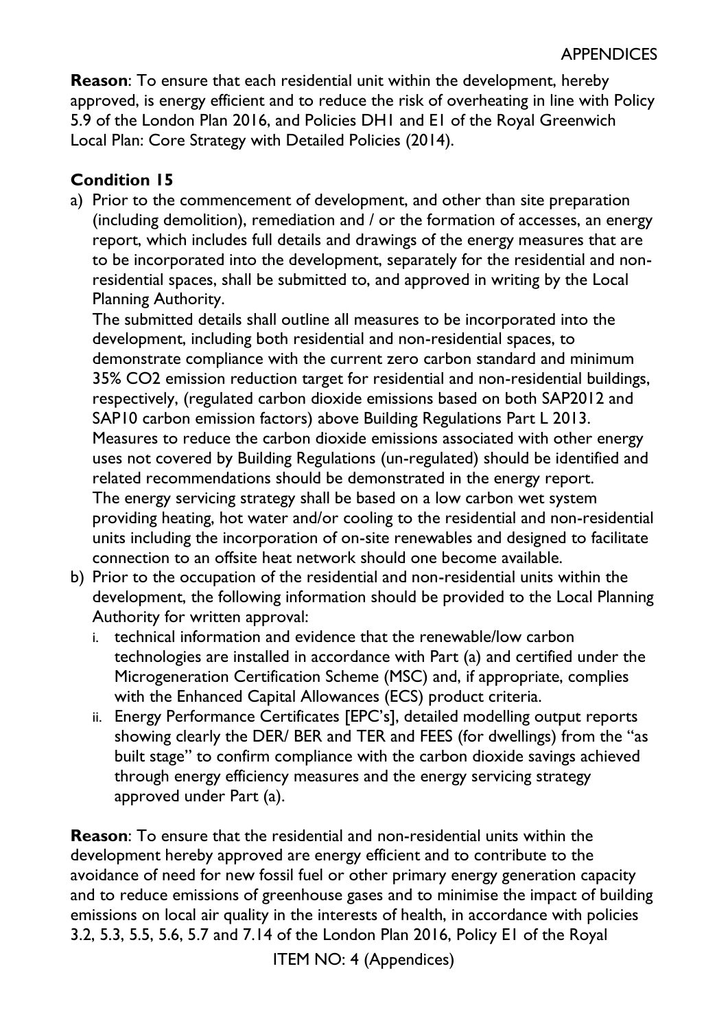**Reason**: To ensure that each residential unit within the development, hereby approved, is energy efficient and to reduce the risk of overheating in line with Policy 5.9 of the London Plan 2016, and Policies DH1 and E1 of the Royal Greenwich Local Plan: Core Strategy with Detailed Policies (2014).

**Condition 15**

a) Prior to the commencement of development, and other than site preparation (including demolition), remediation and / or the formation of accesses, an energy report, which includes full details and drawings of the energy measures that are to be incorporated into the development, separately for the residential and non-residential spaces, shall be submitted to, and approved in writing by the Local Planning Authority.
   The submitted details shall outline all measures to be incorporated into the development, including both residential and non-residential spaces, to demonstrate compliance with the current zero carbon standard and minimum 35% $CO_2$ emission reduction target for residential and non-residential buildings, respectively, (regulated carbon dioxide emissions based on both SAP2012 and SAP10 carbon emission factors) above Building Regulations Part L 2013. Measures to reduce the carbon dioxide emissions associated with other energy uses not covered by Building Regulations (un-regulated) should be identified and related recommendations should be demonstrated in the energy report.
   The energy servicing strategy shall be based on a low carbon wet system providing heating, hot water and/or cooling to the residential and non-residential units including the incorporation of on-site renewables and designed to facilitate connection to an offsite heat network should one become available.
b) Prior to the occupation of the residential and non-residential units within the development, the following information should be provided to the Local Planning Authority for written approval:
   i. technical information and evidence that the renewable/low carbon technologies are installed in accordance with Part (a) and certified under the Microgeneration Certification Scheme (MSC) and, if appropriate, complies with the Enhanced Capital Allowances (ECS) product criteria.
   ii. Energy Performance Certificates [EPC's], detailed modelling output reports showing clearly the DER/ BER and TER and FEES (for dwellings) from the "as built stage" to confirm compliance with the carbon dioxide savings achieved through energy efficiency measures and the energy servicing strategy approved under Part (a).

**Reason**: To ensure that the residential and non-residential units within the development hereby approved are energy efficient and to contribute to the avoidance of need for new fossil fuel or other primary energy generation capacity and to reduce emissions of greenhouse gases and to minimise the impact of building emissions on local air quality in the interests of health, in accordance with policies 3.2, 5.3, 5.5, 5.6, 5.7 and 7.14 of the London Plan 2016, Policy E1 of the Royal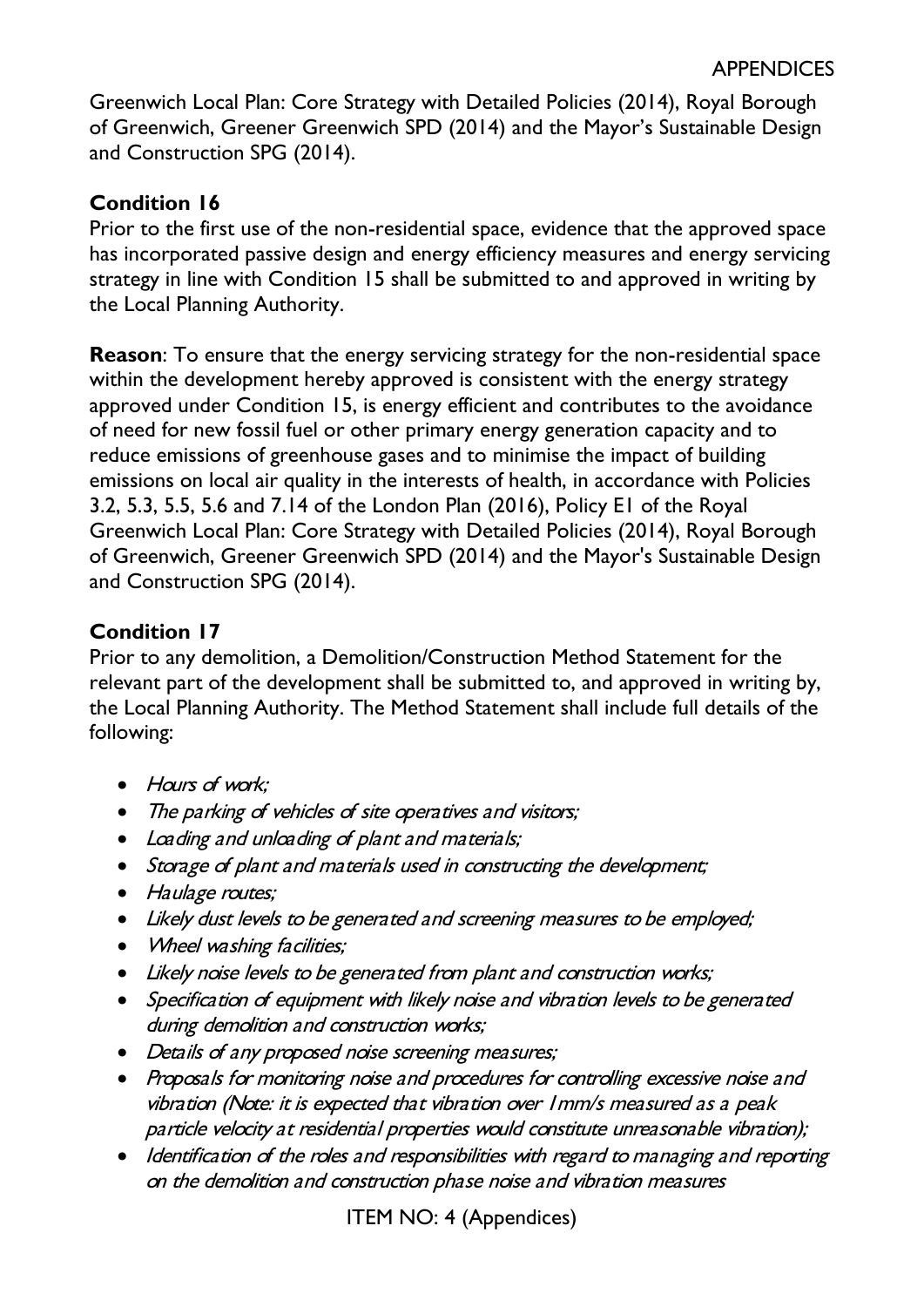Greenwich Local Plan: Core Strategy with Detailed Policies (2014), Royal Borough of Greenwich, Greener Greenwich SPD (2014) and the Mayor's Sustainable Design and Construction SPG (2014).

**Condition 16**

Prior to the first use of the non-residential space, evidence that the approved space has incorporated passive design and energy efficiency measures and energy servicing strategy in line with Condition 15 shall be submitted to and approved in writing by the Local Planning Authority.

**Reason**: To ensure that the energy servicing strategy for the non-residential space within the development hereby approved is consistent with the energy strategy approved under Condition 15, is energy efficient and contributes to the avoidance of need for new fossil fuel or other primary energy generation capacity and to reduce emissions of greenhouse gases and to minimise the impact of building emissions on local air quality in the interests of health, in accordance with Policies 3.2, 5.3, 5.5, 5.6 and 7.14 of the London Plan (2016), Policy E1 of the Royal Greenwich Local Plan: Core Strategy with Detailed Policies (2014), Royal Borough of Greenwich, Greener Greenwich SPD (2014) and the Mayor's Sustainable Design and Construction SPG (2014).

**Condition 17**

Prior to any demolition, a Demolition/Construction Method Statement for the relevant part of the development shall be submitted to, and approved in writing by, the Local Planning Authority. The Method Statement shall include full details of the following:

- *Hours of work;*
- *The parking of vehicles of site operatives and visitors;*
- *Loading and unloading of plant and materials;*
- *Storage of plant and materials used in constructing the development;*
- *Haulage routes;*
- *Likely dust levels to be generated and screening measures to be employed;*
- *Wheel washing facilities;*
- *Likely noise levels to be generated from plant and construction works;*
- *Specification of equipment with likely noise and vibration levels to be generated during demolition and construction works;*
- *Details of any proposed noise screening measures;*
- *Proposals for monitoring noise and procedures for controlling excessive noise and vibration (Note: it is expected that vibration over 1mm/s measured as a peak particle velocity at residential properties would constitute unreasonable vibration);*
- *Identification of the roles and responsibilities with regard to managing and reporting on the demolition and construction phase noise and vibration measures*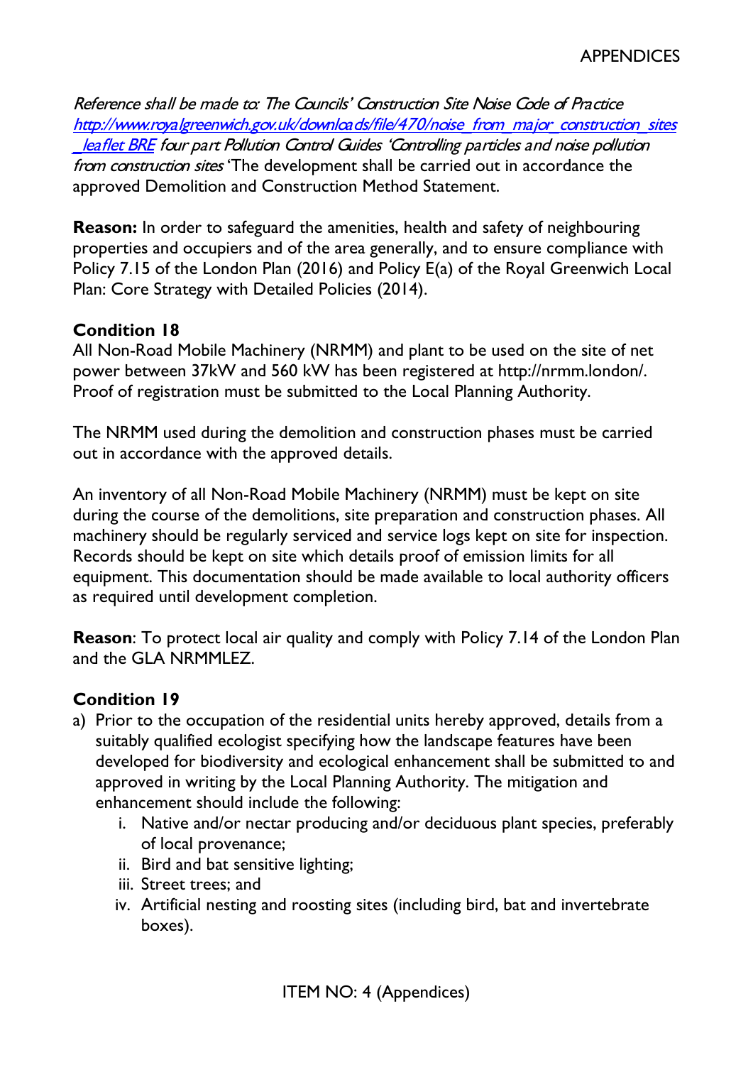*Reference shall be made to: The Councils' Construction Site Noise Code of Practice* [*http://www.royalgreenwich.gov.uk/downloads/file/470/noise_from_major_construction_sites_leaflet BRE*](http://www.royalgreenwich.gov.uk/downloads/file/470/noise_from_major_construction_sites_leaflet) *four part Pollution Control Guides 'Controlling particles and noise pollution from construction sites* 'The development shall be carried out in accordance the approved Demolition and Construction Method Statement.

**Reason:** In order to safeguard the amenities, health and safety of neighbouring properties and occupiers and of the area generally, and to ensure compliance with Policy 7.15 of the London Plan (2016) and Policy E(a) of the Royal Greenwich Local Plan: Core Strategy with Detailed Policies (2014).

**Condition 18**

All Non-Road Mobile Machinery (NRMM) and plant to be used on the site of net power between 37kW and 560 kW has been registered at http://nrmm.london/. Proof of registration must be submitted to the Local Planning Authority.

The NRMM used during the demolition and construction phases must be carried out in accordance with the approved details.

An inventory of all Non-Road Mobile Machinery (NRMM) must be kept on site during the course of the demolitions, site preparation and construction phases. All machinery should be regularly serviced and service logs kept on site for inspection. Records should be kept on site which details proof of emission limits for all equipment. This documentation should be made available to local authority officers as required until development completion.

**Reason**: To protect local air quality and comply with Policy 7.14 of the London Plan and the GLA NRMMLEZ.

**Condition 19**

a) Prior to the occupation of the residential units hereby approved, details from a suitably qualified ecologist specifying how the landscape features have been developed for biodiversity and ecological enhancement shall be submitted to and approved in writing by the Local Planning Authority. The mitigation and enhancement should include the following:
    i. Native and/or nectar producing and/or deciduous plant species, preferably of local provenance;
    ii. Bird and bat sensitive lighting;
    iii. Street trees; and
    iv. Artificial nesting and roosting sites (including bird, bat and invertebrate boxes).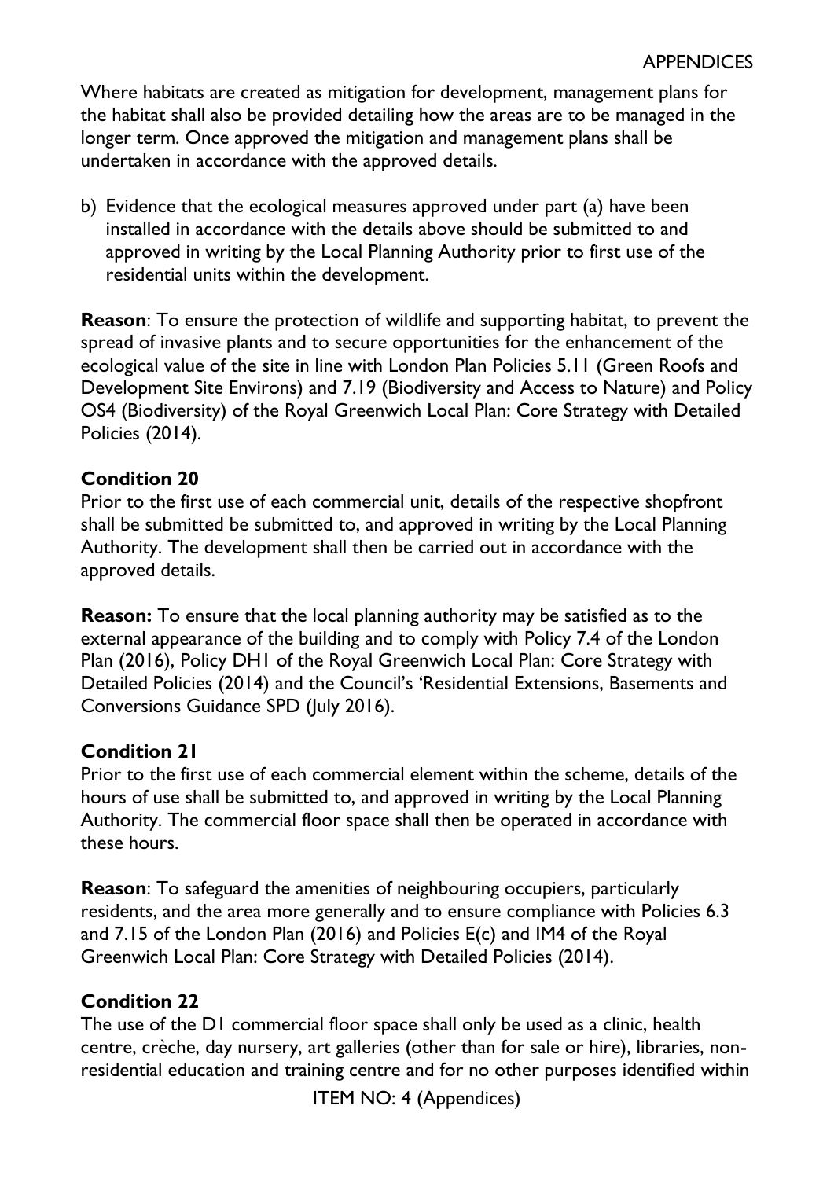Where habitats are created as mitigation for development, management plans for the habitat shall also be provided detailing how the areas are to be managed in the longer term. Once approved the mitigation and management plans shall be undertaken in accordance with the approved details.

b) Evidence that the ecological measures approved under part (a) have been installed in accordance with the details above should be submitted to and approved in writing by the Local Planning Authority prior to first use of the residential units within the development.

**Reason**: To ensure the protection of wildlife and supporting habitat, to prevent the spread of invasive plants and to secure opportunities for the enhancement of the ecological value of the site in line with London Plan Policies 5.11 (Green Roofs and Development Site Environs) and 7.19 (Biodiversity and Access to Nature) and Policy OS4 (Biodiversity) of the Royal Greenwich Local Plan: Core Strategy with Detailed Policies (2014).

**Condition 20**

Prior to the first use of each commercial unit, details of the respective shopfront shall be submitted be submitted to, and approved in writing by the Local Planning Authority. The development shall then be carried out in accordance with the approved details.

**Reason:** To ensure that the local planning authority may be satisfied as to the external appearance of the building and to comply with Policy 7.4 of the London Plan (2016), Policy DH1 of the Royal Greenwich Local Plan: Core Strategy with Detailed Policies (2014) and the Council's 'Residential Extensions, Basements and Conversions Guidance SPD (July 2016).

**Condition 21**

Prior to the first use of each commercial element within the scheme, details of the hours of use shall be submitted to, and approved in writing by the Local Planning Authority. The commercial floor space shall then be operated in accordance with these hours.

**Reason**: To safeguard the amenities of neighbouring occupiers, particularly residents, and the area more generally and to ensure compliance with Policies 6.3 and 7.15 of the London Plan (2016) and Policies E(c) and IM4 of the Royal Greenwich Local Plan: Core Strategy with Detailed Policies (2014).

**Condition 22**

The use of the D1 commercial floor space shall only be used as a clinic, health centre, crèche, day nursery, art galleries (other than for sale or hire), libraries, non-residential education and training centre and for no other purposes identified within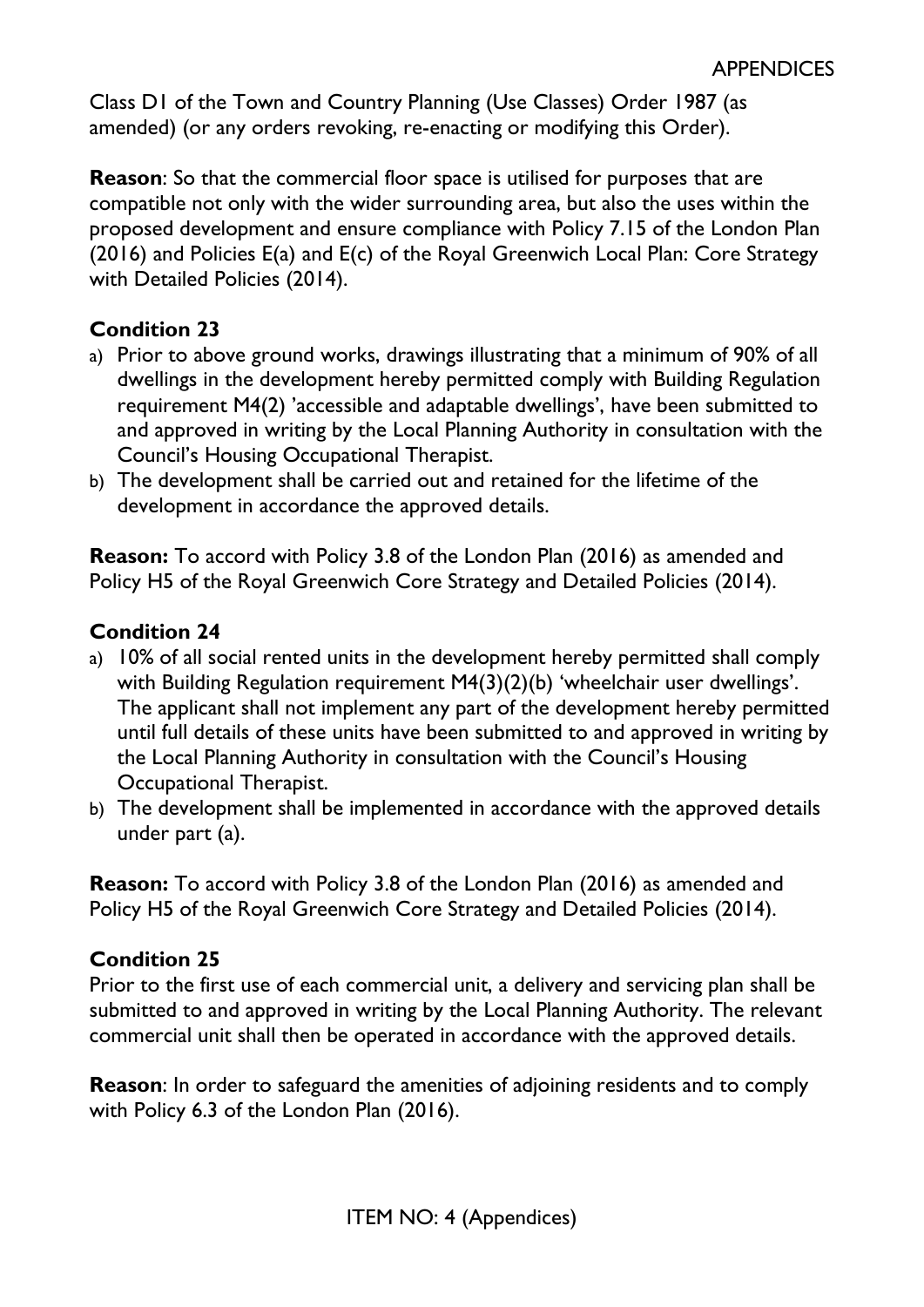Class D1 of the Town and Country Planning (Use Classes) Order 1987 (as amended) (or any orders revoking, re-enacting or modifying this Order).

**Reason**: So that the commercial floor space is utilised for purposes that are compatible not only with the wider surrounding area, but also the uses within the proposed development and ensure compliance with Policy 7.15 of the London Plan (2016) and Policies E(a) and E(c) of the Royal Greenwich Local Plan: Core Strategy with Detailed Policies (2014).

**Condition 23**

a) Prior to above ground works, drawings illustrating that a minimum of 90% of all dwellings in the development hereby permitted comply with Building Regulation requirement M4(2) 'accessible and adaptable dwellings', have been submitted to and approved in writing by the Local Planning Authority in consultation with the Council's Housing Occupational Therapist.
b) The development shall be carried out and retained for the lifetime of the development in accordance the approved details.

**Reason:** To accord with Policy 3.8 of the London Plan (2016) as amended and Policy H5 of the Royal Greenwich Core Strategy and Detailed Policies (2014).

**Condition 24**

a) 10% of all social rented units in the development hereby permitted shall comply with Building Regulation requirement M4(3)(2)(b) 'wheelchair user dwellings'. The applicant shall not implement any part of the development hereby permitted until full details of these units have been submitted to and approved in writing by the Local Planning Authority in consultation with the Council's Housing Occupational Therapist.
b) The development shall be implemented in accordance with the approved details under part (a).

**Reason:** To accord with Policy 3.8 of the London Plan (2016) as amended and Policy H5 of the Royal Greenwich Core Strategy and Detailed Policies (2014).

**Condition 25**

Prior to the first use of each commercial unit, a delivery and servicing plan shall be submitted to and approved in writing by the Local Planning Authority. The relevant commercial unit shall then be operated in accordance with the approved details.

**Reason**: In order to safeguard the amenities of adjoining residents and to comply with Policy 6.3 of the London Plan (2016).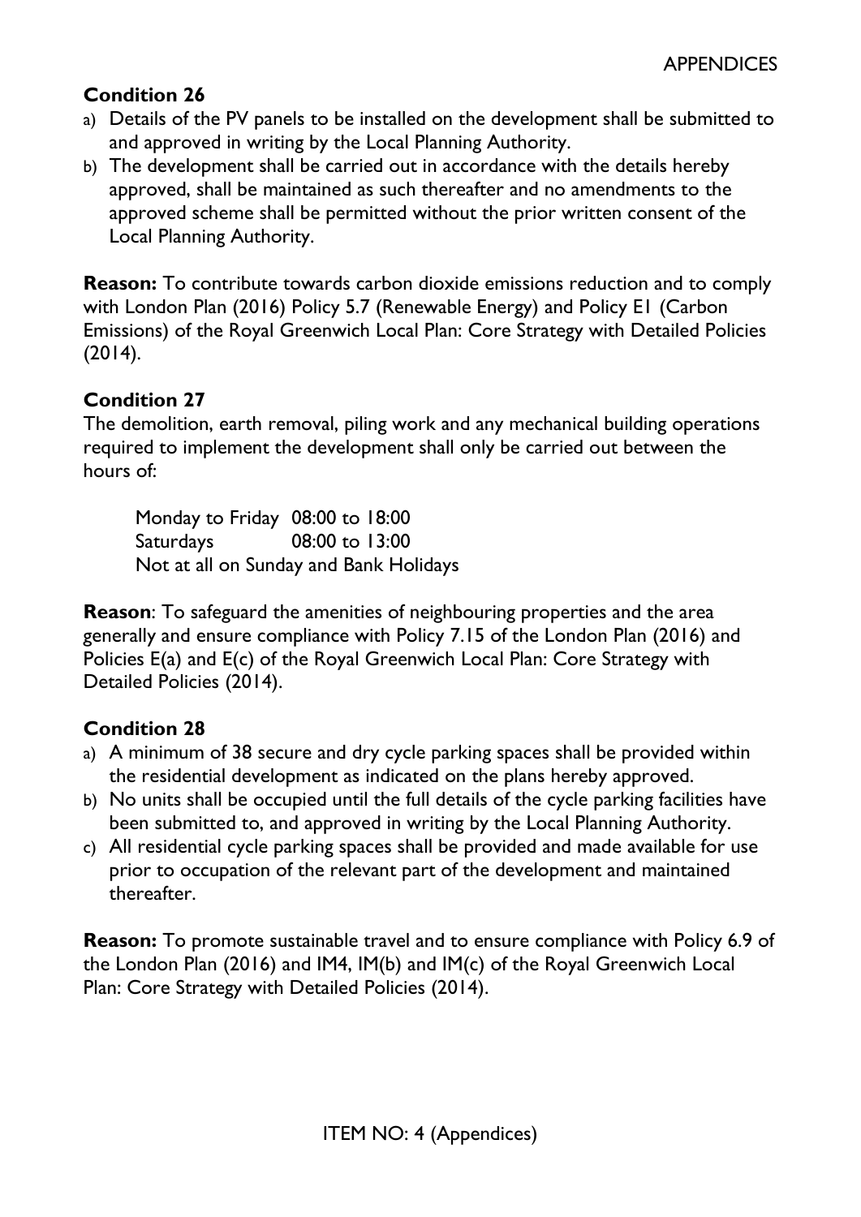**Condition 26**

a) Details of the PV panels to be installed on the development shall be submitted to and approved in writing by the Local Planning Authority.
b) The development shall be carried out in accordance with the details hereby approved, shall be maintained as such thereafter and no amendments to the approved scheme shall be permitted without the prior written consent of the Local Planning Authority.

**Reason:** To contribute towards carbon dioxide emissions reduction and to comply with London Plan (2016) Policy 5.7 (Renewable Energy) and Policy E1 (Carbon Emissions) of the Royal Greenwich Local Plan: Core Strategy with Detailed Policies (2014).

**Condition 27**

The demolition, earth removal, piling work and any mechanical building operations required to implement the development shall only be carried out between the hours of:

Monday to Friday 08:00 to 18:00
Saturdays 08:00 to 13:00
Not at all on Sunday and Bank Holidays

**Reason**: To safeguard the amenities of neighbouring properties and the area generally and ensure compliance with Policy 7.15 of the London Plan (2016) and Policies E(a) and E(c) of the Royal Greenwich Local Plan: Core Strategy with Detailed Policies (2014).

**Condition 28**

a) A minimum of 38 secure and dry cycle parking spaces shall be provided within the residential development as indicated on the plans hereby approved.
b) No units shall be occupied until the full details of the cycle parking facilities have been submitted to, and approved in writing by the Local Planning Authority.
c) All residential cycle parking spaces shall be provided and made available for use prior to occupation of the relevant part of the development and maintained thereafter.

**Reason:** To promote sustainable travel and to ensure compliance with Policy 6.9 of the London Plan (2016) and IM4, IM(b) and IM(c) of the Royal Greenwich Local Plan: Core Strategy with Detailed Policies (2014).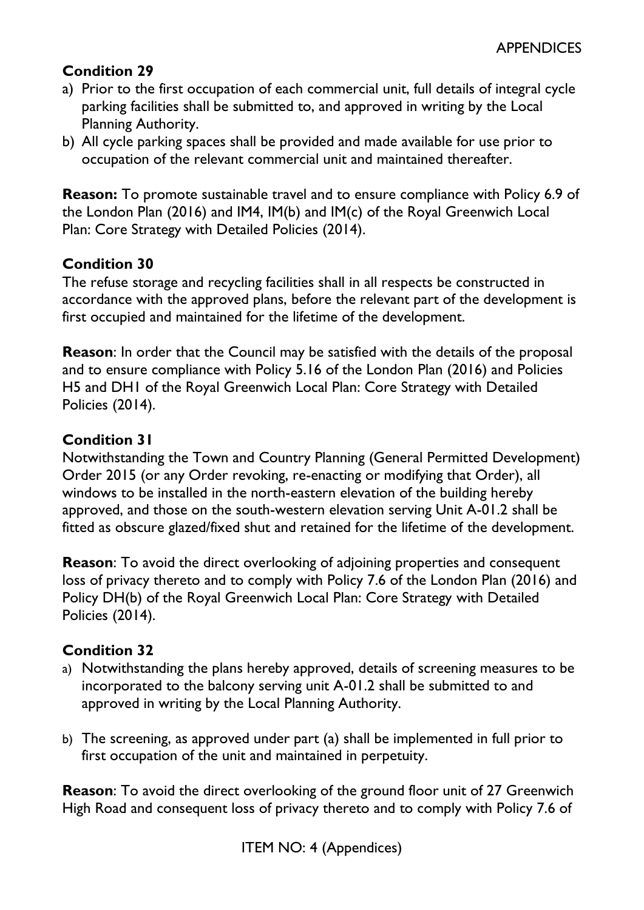**Condition 29**

a) Prior to the first occupation of each commercial unit, full details of integral cycle parking facilities shall be submitted to, and approved in writing by the Local Planning Authority.
b) All cycle parking spaces shall be provided and made available for use prior to occupation of the relevant commercial unit and maintained thereafter.

**Reason:** To promote sustainable travel and to ensure compliance with Policy 6.9 of the London Plan (2016) and IM4, IM(b) and IM(c) of the Royal Greenwich Local Plan: Core Strategy with Detailed Policies (2014).

**Condition 30**

The refuse storage and recycling facilities shall in all respects be constructed in accordance with the approved plans, before the relevant part of the development is first occupied and maintained for the lifetime of the development.

**Reason**: In order that the Council may be satisfied with the details of the proposal and to ensure compliance with Policy 5.16 of the London Plan (2016) and Policies H5 and DH1 of the Royal Greenwich Local Plan: Core Strategy with Detailed Policies (2014).

**Condition 31**

Notwithstanding the Town and Country Planning (General Permitted Development) Order 2015 (or any Order revoking, re-enacting or modifying that Order), all windows to be installed in the north-eastern elevation of the building hereby approved, and those on the south-western elevation serving Unit A-01.2 shall be fitted as obscure glazed/fixed shut and retained for the lifetime of the development.

**Reason**: To avoid the direct overlooking of adjoining properties and consequent loss of privacy thereto and to comply with Policy 7.6 of the London Plan (2016) and Policy DH(b) of the Royal Greenwich Local Plan: Core Strategy with Detailed Policies (2014).

**Condition 32**

a) Notwithstanding the plans hereby approved, details of screening measures to be incorporated to the balcony serving unit A-01.2 shall be submitted to and approved in writing by the Local Planning Authority.

b) The screening, as approved under part (a) shall be implemented in full prior to first occupation of the unit and maintained in perpetuity.

**Reason**: To avoid the direct overlooking of the ground floor unit of 27 Greenwich High Road and consequent loss of privacy thereto and to comply with Policy 7.6 of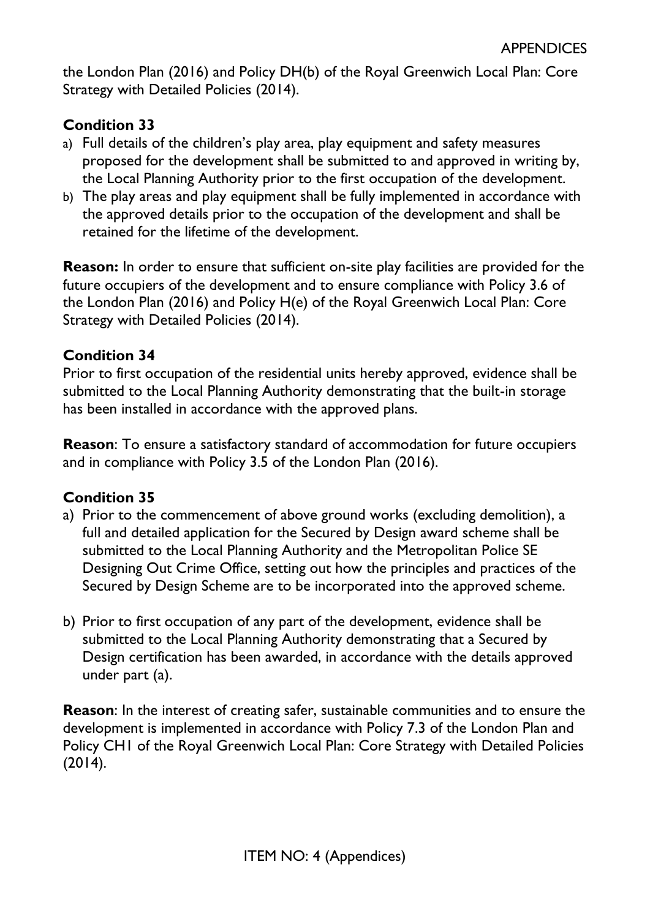the London Plan (2016) and Policy DH(b) of the Royal Greenwich Local Plan: Core Strategy with Detailed Policies (2014).

**Condition 33**

a) Full details of the children's play area, play equipment and safety measures proposed for the development shall be submitted to and approved in writing by, the Local Planning Authority prior to the first occupation of the development.
b) The play areas and play equipment shall be fully implemented in accordance with the approved details prior to the occupation of the development and shall be retained for the lifetime of the development.

**Reason:** In order to ensure that sufficient on-site play facilities are provided for the future occupiers of the development and to ensure compliance with Policy 3.6 of the London Plan (2016) and Policy H(e) of the Royal Greenwich Local Plan: Core Strategy with Detailed Policies (2014).

**Condition 34**

Prior to first occupation of the residential units hereby approved, evidence shall be submitted to the Local Planning Authority demonstrating that the built-in storage has been installed in accordance with the approved plans.

**Reason**: To ensure a satisfactory standard of accommodation for future occupiers and in compliance with Policy 3.5 of the London Plan (2016).

**Condition 35**

a) Prior to the commencement of above ground works (excluding demolition), a full and detailed application for the Secured by Design award scheme shall be submitted to the Local Planning Authority and the Metropolitan Police SE Designing Out Crime Office, setting out how the principles and practices of the Secured by Design Scheme are to be incorporated into the approved scheme.

b) Prior to first occupation of any part of the development, evidence shall be submitted to the Local Planning Authority demonstrating that a Secured by Design certification has been awarded, in accordance with the details approved under part (a).

**Reason**: In the interest of creating safer, sustainable communities and to ensure the development is implemented in accordance with Policy 7.3 of the London Plan and Policy CH1 of the Royal Greenwich Local Plan: Core Strategy with Detailed Policies (2014).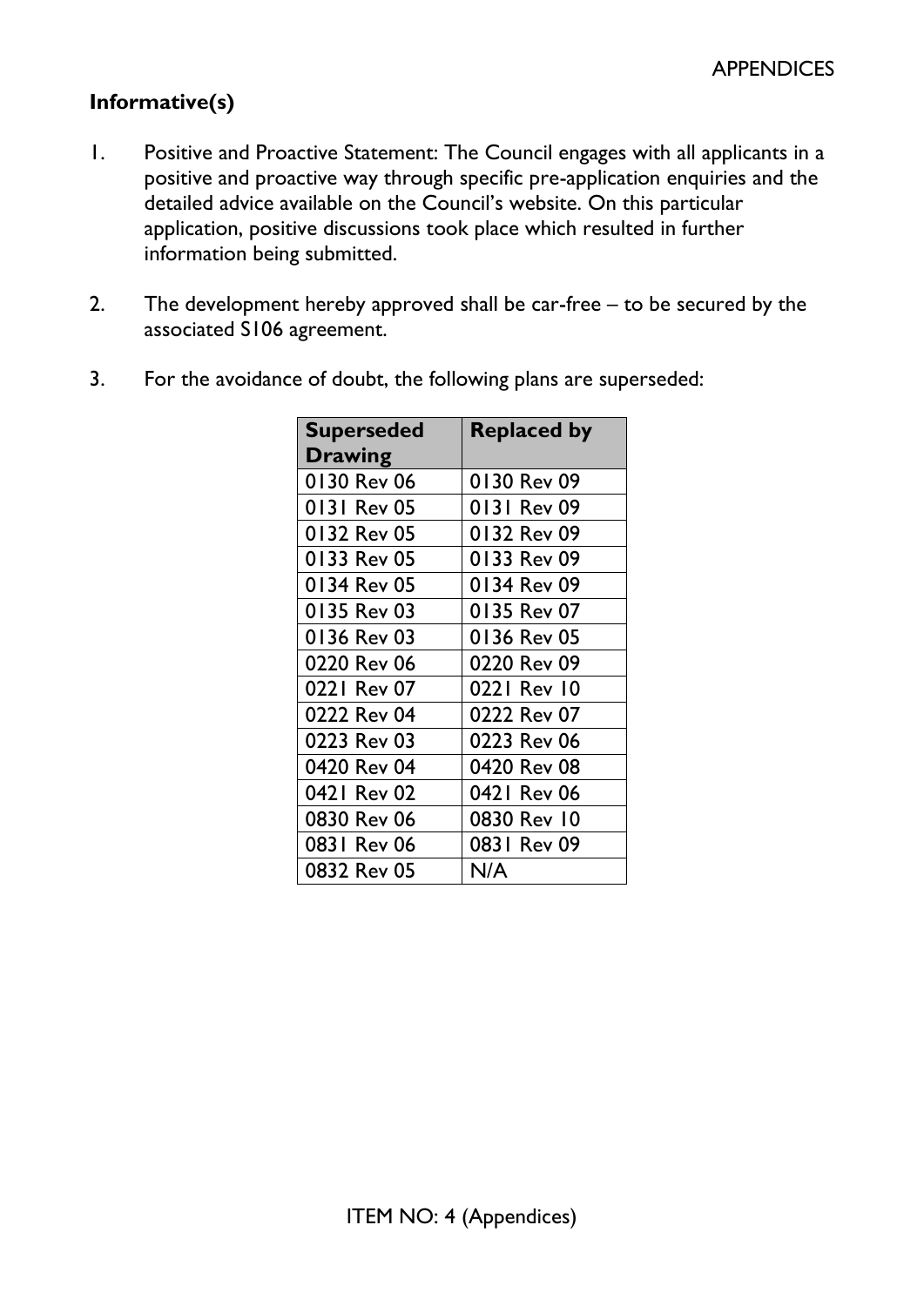## Informative(s)

1. Positive and Proactive Statement: The Council engages with all applicants in a positive and proactive way through specific pre-application enquiries and the detailed advice available on the Council's website. On this particular application, positive discussions took place which resulted in further information being submitted.

2. The development hereby approved shall be car-free – to be secured by the associated S106 agreement.

3. For the avoidance of doubt, the following plans are superseded:

| Superseded Drawing | Replaced by |
|---|---|
| 0130 Rev 06 | 0130 Rev 09 |
| 0131 Rev 05 | 0131 Rev 09 |
| 0132 Rev 05 | 0132 Rev 09 |
| 0133 Rev 05 | 0133 Rev 09 |
| 0134 Rev 05 | 0134 Rev 09 |
| 0135 Rev 03 | 0135 Rev 07 |
| 0136 Rev 03 | 0136 Rev 05 |
| 0220 Rev 06 | 0220 Rev 09 |
| 0221 Rev 07 | 0221 Rev 10 |
| 0222 Rev 04 | 0222 Rev 07 |
| 0223 Rev 03 | 0223 Rev 06 |
| 0420 Rev 04 | 0420 Rev 08 |
| 0421 Rev 02 | 0421 Rev 06 |
| 0830 Rev 06 | 0830 Rev 10 |
| 0831 Rev 06 | 0831 Rev 09 |
| 0832 Rev 05 | N/A |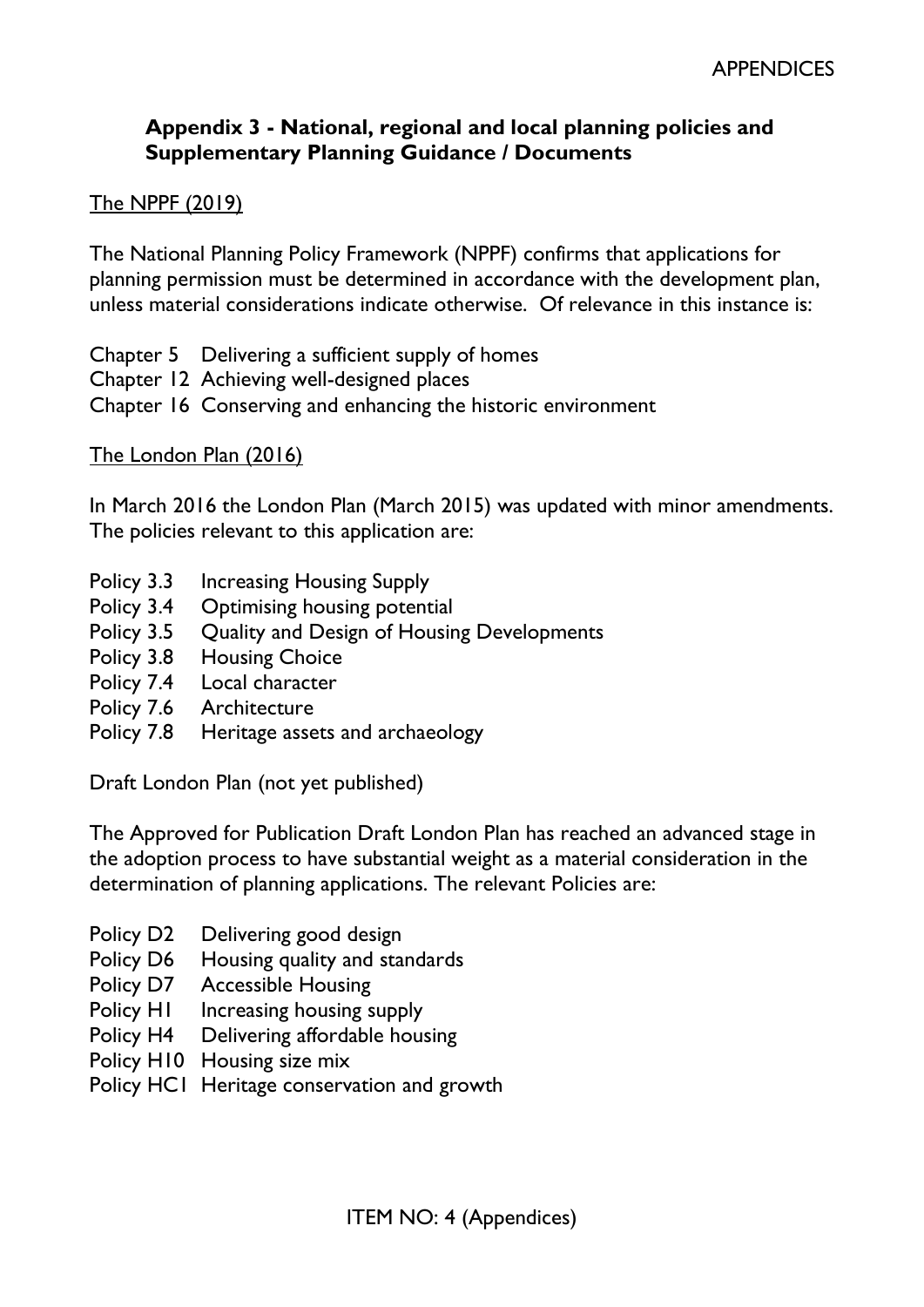## Appendix 3 - National, regional and local planning policies and Supplementary Planning Guidance / Documents

The NPPF (2019)

The National Planning Policy Framework (NPPF) confirms that applications for planning permission must be determined in accordance with the development plan, unless material considerations indicate otherwise. Of relevance in this instance is:

Chapter 5 Delivering a sufficient supply of homes
Chapter 12 Achieving well-designed places
Chapter 16 Conserving and enhancing the historic environment

The London Plan (2016)

In March 2016 the London Plan (March 2015) was updated with minor amendments. The policies relevant to this application are:

Policy 3.3 Increasing Housing Supply
Policy 3.4 Optimising housing potential
Policy 3.5 Quality and Design of Housing Developments
Policy 3.8 Housing Choice
Policy 7.4 Local character
Policy 7.6 Architecture
Policy 7.8 Heritage assets and archaeology

Draft London Plan (not yet published)

The Approved for Publication Draft London Plan has reached an advanced stage in the adoption process to have substantial weight as a material consideration in the determination of planning applications. The relevant Policies are:

Policy D2 Delivering good design
Policy D6 Housing quality and standards
Policy D7 Accessible Housing
Policy H1 Increasing housing supply
Policy H4 Delivering affordable housing
Policy H10 Housing size mix
Policy HC1 Heritage conservation and growth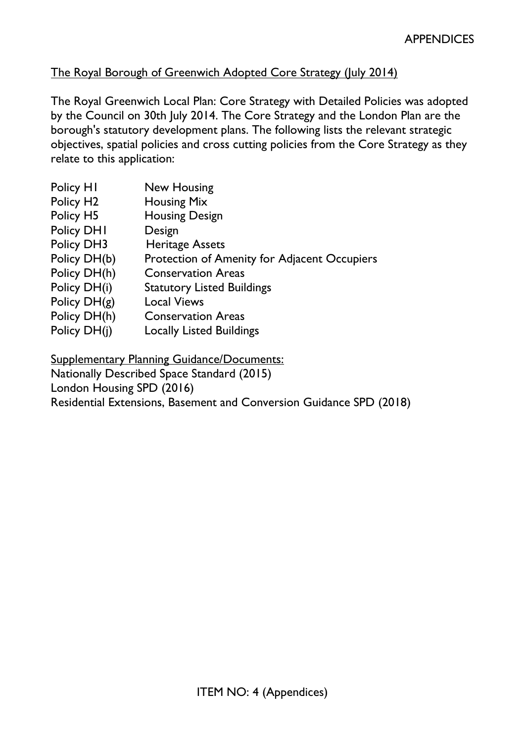The Royal Borough of Greenwich Adopted Core Strategy (July 2014)

The Royal Greenwich Local Plan: Core Strategy with Detailed Policies was adopted by the Council on 30th July 2014. The Core Strategy and the London Plan are the borough's statutory development plans. The following lists the relevant strategic objectives, spatial policies and cross cutting policies from the Core Strategy as they relate to this application:

| | |
|---|---|
| Policy H1 | New Housing |
| Policy H2 | Housing Mix |
| Policy H5 | Housing Design |
| Policy DH1 | Design |
| Policy DH3 | Heritage Assets |
| Policy DH(b) | Protection of Amenity for Adjacent Occupiers |
| Policy DH(h) | Conservation Areas |
| Policy DH(i) | Statutory Listed Buildings |
| Policy DH(g) | Local Views |
| Policy DH(h) | Conservation Areas |
| Policy DH(j) | Locally Listed Buildings |

Supplementary Planning Guidance/Documents:
Nationally Described Space Standard (2015)
London Housing SPD (2016)
Residential Extensions, Basement and Conversion Guidance SPD (2018)